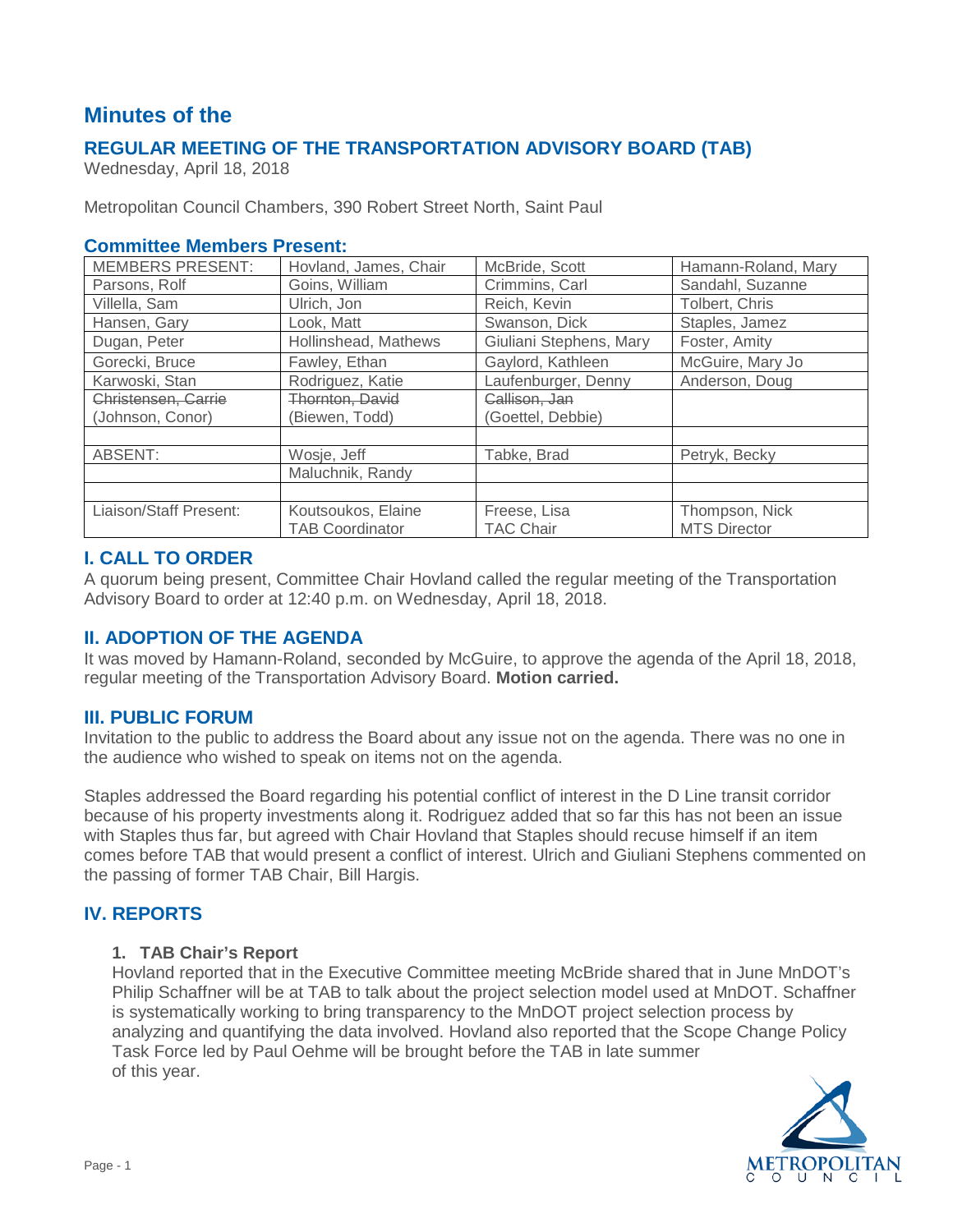# Minutes of the

## REGULAR MEETING OF THE TRANSPORTATION ADVISORY BOARD (TAB)

Wednesday, April 18, 2018

Metropolitan Council Chambers, 390 Robert Street North, Saint Paul

## Committee Members Present:

| MEMBERS PRESENT: | Hovland, James, Chair | McBride, Scott | Hamann-Roland, Mary |
|---|---|---|---|
| Parsons, Rolf | Goins, William | Crimmins, Carl | Sandahl, Suzanne |
| Villella, Sam | Ulrich, Jon | Reich, Kevin | Tolbert, Chris |
| Hansen, Gary | Look, Matt | Swanson, Dick | Staples, Jamez |
| Dugan, Peter | Hollinshead, Mathews | Giuliani Stephens, Mary | Foster, Amity |
| Gorecki, Bruce | Fawley, Ethan | Gaylord, Kathleen | McGuire, Mary Jo |
| Karwoski, Stan | Rodriguez, Katie | Laufenburger, Denny | Anderson, Doug |
| ~~Christensen, Carrie~~ (Johnson, Conor) | ~~Thornton, David~~ (Biewen, Todd) | ~~Callison, Jan~~ (Goettel, Debbie) | |
| | | | |
| ABSENT: | Wosje, Jeff | Tabke, Brad | Petryk, Becky |
| | Maluchnik, Randy | | |
| | | | |
| Liaison/Staff Present: | Koutsoukos, Elaine TAB Coordinator | Freese, Lisa TAC Chair | Thompson, Nick MTS Director |

## I. CALL TO ORDER

A quorum being present, Committee Chair Hovland called the regular meeting of the Transportation Advisory Board to order at 12:40 p.m. on Wednesday, April 18, 2018.

## II. ADOPTION OF THE AGENDA

It was moved by Hamann-Roland, seconded by McGuire, to approve the agenda of the April 18, 2018, regular meeting of the Transportation Advisory Board. **Motion carried.**

## III. PUBLIC FORUM

Invitation to the public to address the Board about any issue not on the agenda. There was no one in the audience who wished to speak on items not on the agenda.

Staples addressed the Board regarding his potential conflict of interest in the D Line transit corridor because of his property investments along it. Rodriguez added that so far this has not been an issue with Staples thus far, but agreed with Chair Hovland that Staples should recuse himself if an item comes before TAB that would present a conflict of interest. Ulrich and Giuliani Stephens commented on the passing of former TAB Chair, Bill Hargis.

## IV. REPORTS

### 1. TAB Chair's Report

Hovland reported that in the Executive Committee meeting McBride shared that in June MnDOT's Philip Schaffner will be at TAB to talk about the project selection model used at MnDOT. Schaffner is systematically working to bring transparency to the MnDOT project selection process by analyzing and quantifying the data involved. Hovland also reported that the Scope Change Policy Task Force led by Paul Oehme will be brought before the TAB in late summer of this year.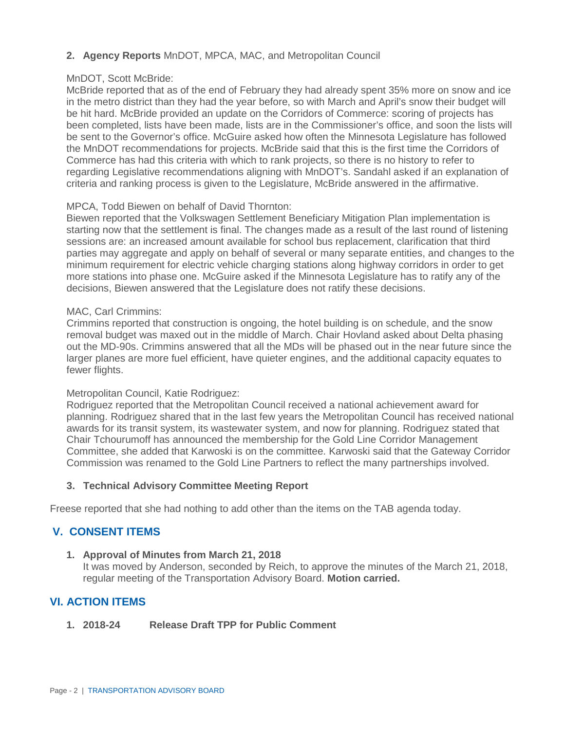2. **Agency Reports** MnDOT, MPCA, MAC, and Metropolitan Council

MnDOT, Scott McBride:
McBride reported that as of the end of February they had already spent 35% more on snow and ice in the metro district than they had the year before, so with March and April's snow their budget will be hit hard. McBride provided an update on the Corridors of Commerce: scoring of projects has been completed, lists have been made, lists are in the Commissioner's office, and soon the lists will be sent to the Governor's office. McGuire asked how often the Minnesota Legislature has followed the MnDOT recommendations for projects. McBride said that this is the first time the Corridors of Commerce has had this criteria with which to rank projects, so there is no history to refer to regarding Legislative recommendations aligning with MnDOT's. Sandahl asked if an explanation of criteria and ranking process is given to the Legislature, McBride answered in the affirmative.

MPCA, Todd Biewen on behalf of David Thornton:
Biewen reported that the Volkswagen Settlement Beneficiary Mitigation Plan implementation is starting now that the settlement is final. The changes made as a result of the last round of listening sessions are: an increased amount available for school bus replacement, clarification that third parties may aggregate and apply on behalf of several or many separate entities, and changes to the minimum requirement for electric vehicle charging stations along highway corridors in order to get more stations into phase one. McGuire asked if the Minnesota Legislature has to ratify any of the decisions, Biewen answered that the Legislature does not ratify these decisions.

MAC, Carl Crimmins:
Crimmins reported that construction is ongoing, the hotel building is on schedule, and the snow removal budget was maxed out in the middle of March. Chair Hovland asked about Delta phasing out the MD-90s. Crimmins answered that all the MDs will be phased out in the near future since the larger planes are more fuel efficient, have quieter engines, and the additional capacity equates to fewer flights.

Metropolitan Council, Katie Rodriguez:
Rodriguez reported that the Metropolitan Council received a national achievement award for planning. Rodriguez shared that in the last few years the Metropolitan Council has received national awards for its transit system, its wastewater system, and now for planning. Rodriguez stated that Chair Tchourumoff has announced the membership for the Gold Line Corridor Management Committee, she added that Karwoski is on the committee. Karwoski said that the Gateway Corridor Commission was renamed to the Gold Line Partners to reflect the many partnerships involved.

3. **Technical Advisory Committee Meeting Report**

Freese reported that she had nothing to add other than the items on the TAB agenda today.

## V. CONSENT ITEMS

1. **Approval of Minutes from March 21, 2018**
   It was moved by Anderson, seconded by Reich, to approve the minutes of the March 21, 2018, regular meeting of the Transportation Advisory Board. **Motion carried.**

## VI. ACTION ITEMS

1. **2018-24 Release Draft TPP for Public Comment**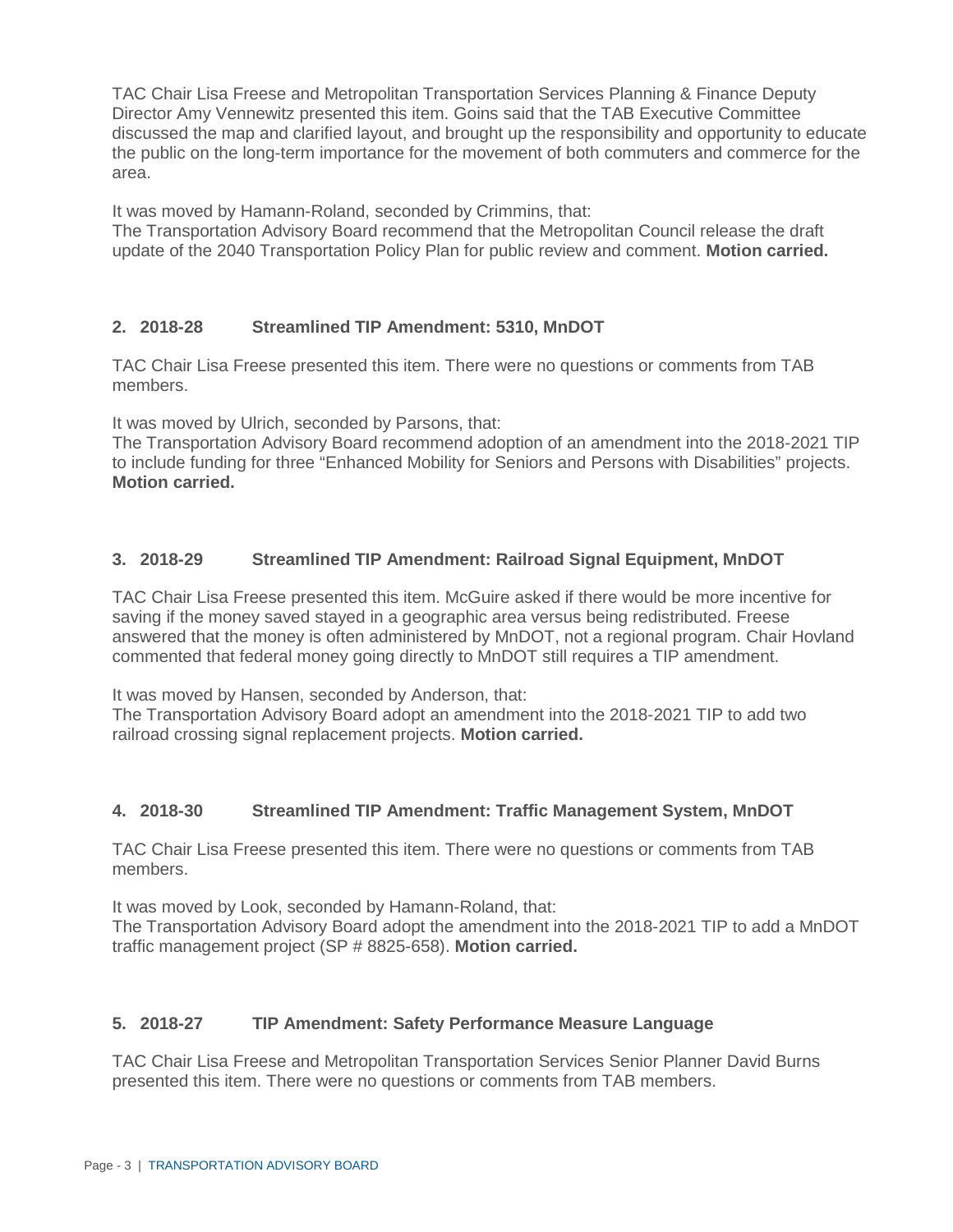TAC Chair Lisa Freese and Metropolitan Transportation Services Planning & Finance Deputy Director Amy Vennewitz presented this item. Goins said that the TAB Executive Committee discussed the map and clarified layout, and brought up the responsibility and opportunity to educate the public on the long-term importance for the movement of both commuters and commerce for the area.

It was moved by Hamann-Roland, seconded by Crimmins, that:
The Transportation Advisory Board recommend that the Metropolitan Council release the draft update of the 2040 Transportation Policy Plan for public review and comment. **Motion carried.**

### 2. 2018-28 Streamlined TIP Amendment: 5310, MnDOT

TAC Chair Lisa Freese presented this item. There were no questions or comments from TAB members.

It was moved by Ulrich, seconded by Parsons, that:
The Transportation Advisory Board recommend adoption of an amendment into the 2018-2021 TIP to include funding for three "Enhanced Mobility for Seniors and Persons with Disabilities" projects. **Motion carried.**

### 3. 2018-29 Streamlined TIP Amendment: Railroad Signal Equipment, MnDOT

TAC Chair Lisa Freese presented this item. McGuire asked if there would be more incentive for saving if the money saved stayed in a geographic area versus being redistributed. Freese answered that the money is often administered by MnDOT, not a regional program. Chair Hovland commented that federal money going directly to MnDOT still requires a TIP amendment.

It was moved by Hansen, seconded by Anderson, that:
The Transportation Advisory Board adopt an amendment into the 2018-2021 TIP to add two railroad crossing signal replacement projects. **Motion carried.**

### 4. 2018-30 Streamlined TIP Amendment: Traffic Management System, MnDOT

TAC Chair Lisa Freese presented this item. There were no questions or comments from TAB members.

It was moved by Look, seconded by Hamann-Roland, that:
The Transportation Advisory Board adopt the amendment into the 2018-2021 TIP to add a MnDOT traffic management project (SP # 8825-658). **Motion carried.**

### 5. 2018-27 TIP Amendment: Safety Performance Measure Language

TAC Chair Lisa Freese and Metropolitan Transportation Services Senior Planner David Burns presented this item. There were no questions or comments from TAB members.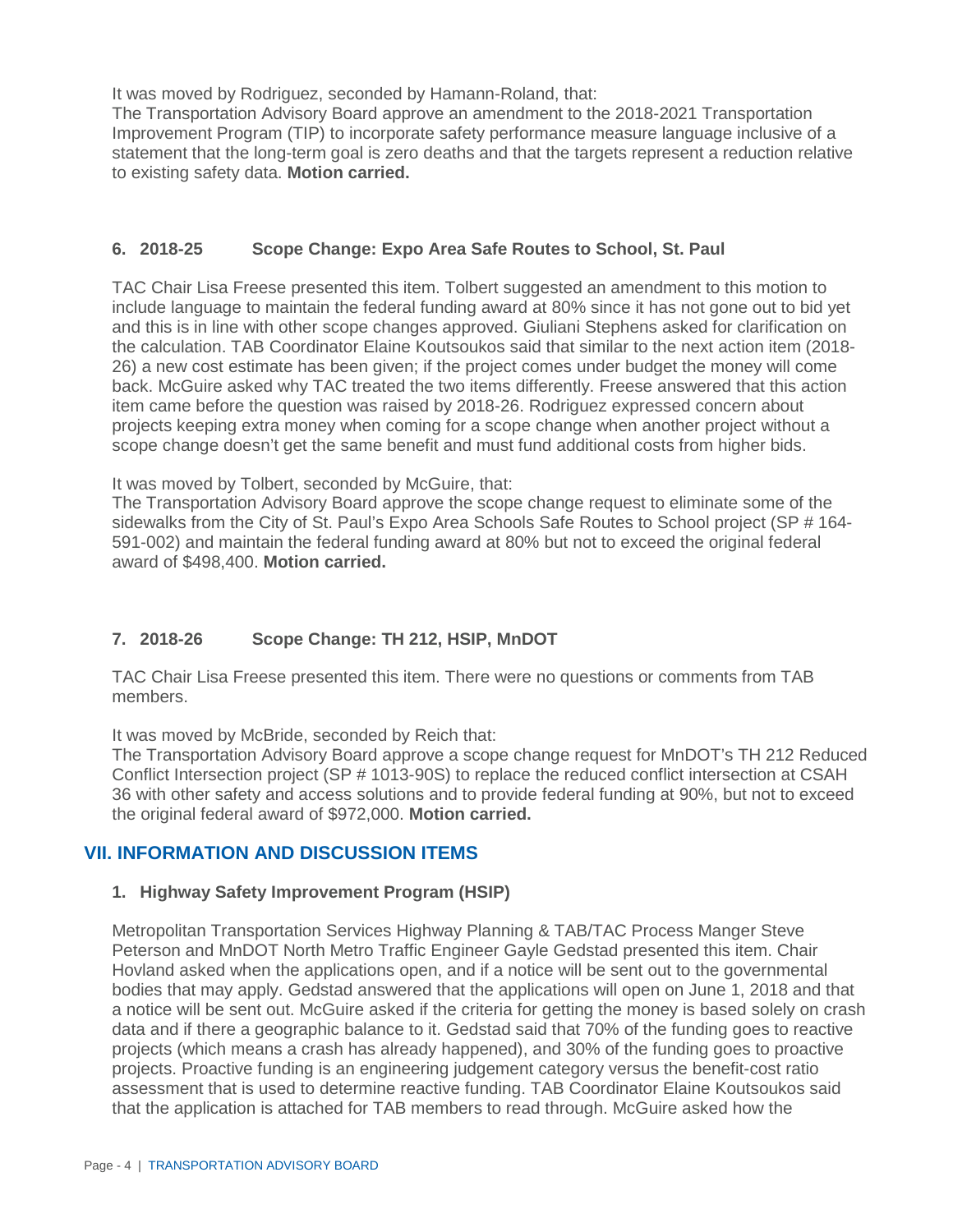It was moved by Rodriguez, seconded by Hamann-Roland, that:
The Transportation Advisory Board approve an amendment to the 2018-2021 Transportation Improvement Program (TIP) to incorporate safety performance measure language inclusive of a statement that the long-term goal is zero deaths and that the targets represent a reduction relative to existing safety data. **Motion carried.**

### 6. 2018-25 Scope Change: Expo Area Safe Routes to School, St. Paul

TAC Chair Lisa Freese presented this item. Tolbert suggested an amendment to this motion to include language to maintain the federal funding award at 80% since it has not gone out to bid yet and this is in line with other scope changes approved. Giuliani Stephens asked for clarification on the calculation. TAB Coordinator Elaine Koutsoukos said that similar to the next action item (2018-26) a new cost estimate has been given; if the project comes under budget the money will come back. McGuire asked why TAC treated the two items differently. Freese answered that this action item came before the question was raised by 2018-26. Rodriguez expressed concern about projects keeping extra money when coming for a scope change when another project without a scope change doesn't get the same benefit and must fund additional costs from higher bids.

It was moved by Tolbert, seconded by McGuire, that:
The Transportation Advisory Board approve the scope change request to eliminate some of the sidewalks from the City of St. Paul's Expo Area Schools Safe Routes to School project (SP # 164-591-002) and maintain the federal funding award at 80% but not to exceed the original federal award of $498,400. **Motion carried.**

### 7. 2018-26 Scope Change: TH 212, HSIP, MnDOT

TAC Chair Lisa Freese presented this item. There were no questions or comments from TAB members.

It was moved by McBride, seconded by Reich that:
The Transportation Advisory Board approve a scope change request for MnDOT's TH 212 Reduced Conflict Intersection project (SP # 1013-90S) to replace the reduced conflict intersection at CSAH 36 with other safety and access solutions and to provide federal funding at 90%, but not to exceed the original federal award of $972,000. **Motion carried.**

## VII. INFORMATION AND DISCUSSION ITEMS

### 1. Highway Safety Improvement Program (HSIP)

Metropolitan Transportation Services Highway Planning & TAB/TAC Process Manger Steve Peterson and MnDOT North Metro Traffic Engineer Gayle Gedstad presented this item. Chair Hovland asked when the applications open, and if a notice will be sent out to the governmental bodies that may apply. Gedstad answered that the applications will open on June 1, 2018 and that a notice will be sent out. McGuire asked if the criteria for getting the money is based solely on crash data and if there a geographic balance to it. Gedstad said that 70% of the funding goes to reactive projects (which means a crash has already happened), and 30% of the funding goes to proactive projects. Proactive funding is an engineering judgement category versus the benefit-cost ratio assessment that is used to determine reactive funding. TAB Coordinator Elaine Koutsoukos said that the application is attached for TAB members to read through. McGuire asked how the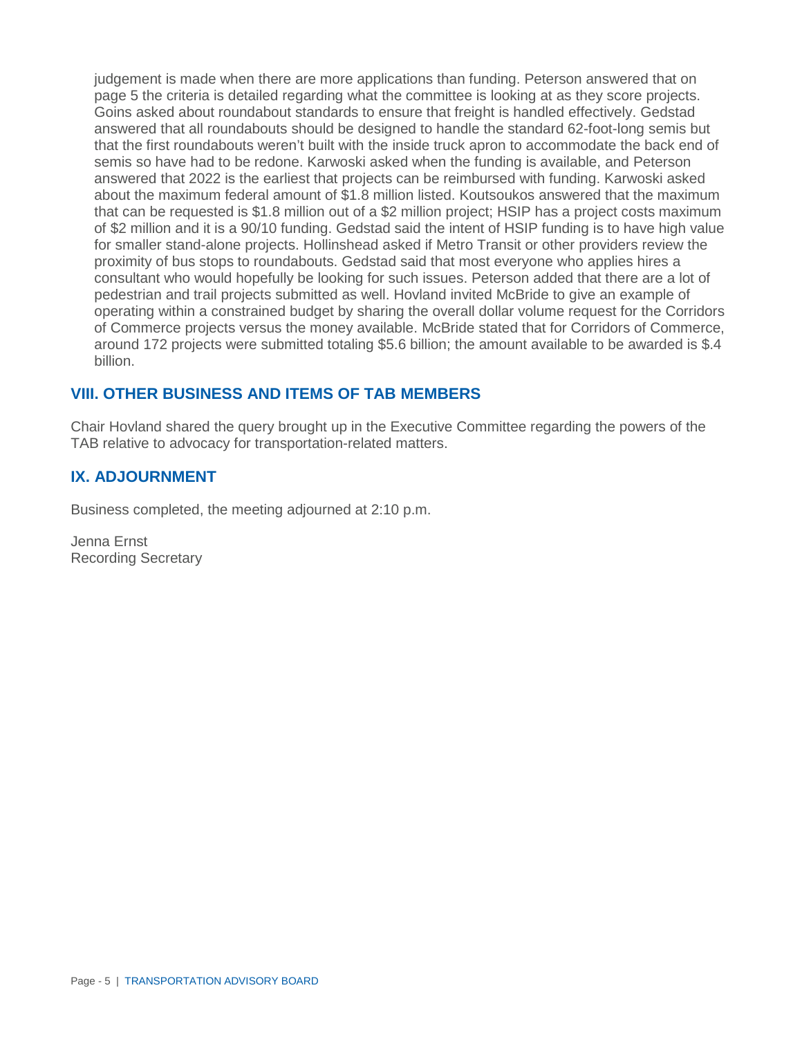judgement is made when there are more applications than funding. Peterson answered that on page 5 the criteria is detailed regarding what the committee is looking at as they score projects. Goins asked about roundabout standards to ensure that freight is handled effectively. Gedstad answered that all roundabouts should be designed to handle the standard 62-foot-long semis but that the first roundabouts weren't built with the inside truck apron to accommodate the back end of semis so have had to be redone. Karwoski asked when the funding is available, and Peterson answered that 2022 is the earliest that projects can be reimbursed with funding. Karwoski asked about the maximum federal amount of $1.8 million listed. Koutsoukos answered that the maximum that can be requested is $1.8 million out of a $2 million project; HSIP has a project costs maximum of $2 million and it is a 90/10 funding. Gedstad said the intent of HSIP funding is to have high value for smaller stand-alone projects. Hollinshead asked if Metro Transit or other providers review the proximity of bus stops to roundabouts. Gedstad said that most everyone who applies hires a consultant who would hopefully be looking for such issues. Peterson added that there are a lot of pedestrian and trail projects submitted as well. Hovland invited McBride to give an example of operating within a constrained budget by sharing the overall dollar volume request for the Corridors of Commerce projects versus the money available. McBride stated that for Corridors of Commerce, around 172 projects were submitted totaling $5.6 billion; the amount available to be awarded is $.4 billion.

## VIII. OTHER BUSINESS AND ITEMS OF TAB MEMBERS

Chair Hovland shared the query brought up in the Executive Committee regarding the powers of the TAB relative to advocacy for transportation-related matters.

## IX. ADJOURNMENT

Business completed, the meeting adjourned at 2:10 p.m.

Jenna Ernst
Recording Secretary